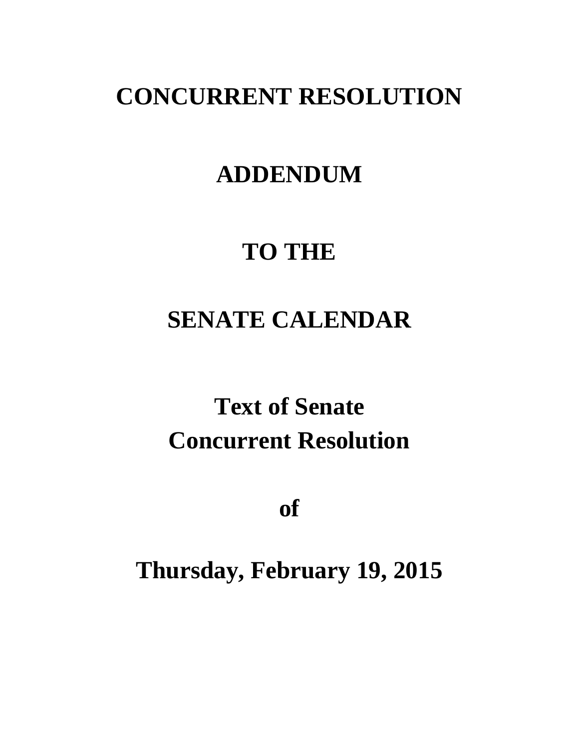# CONCURRENT RESOLUTION

# ADDENDUM

# TO THE

# SENATE CALENDAR

## Text of Senate Concurrent Resolution

## of

## Thursday, February 19, 2015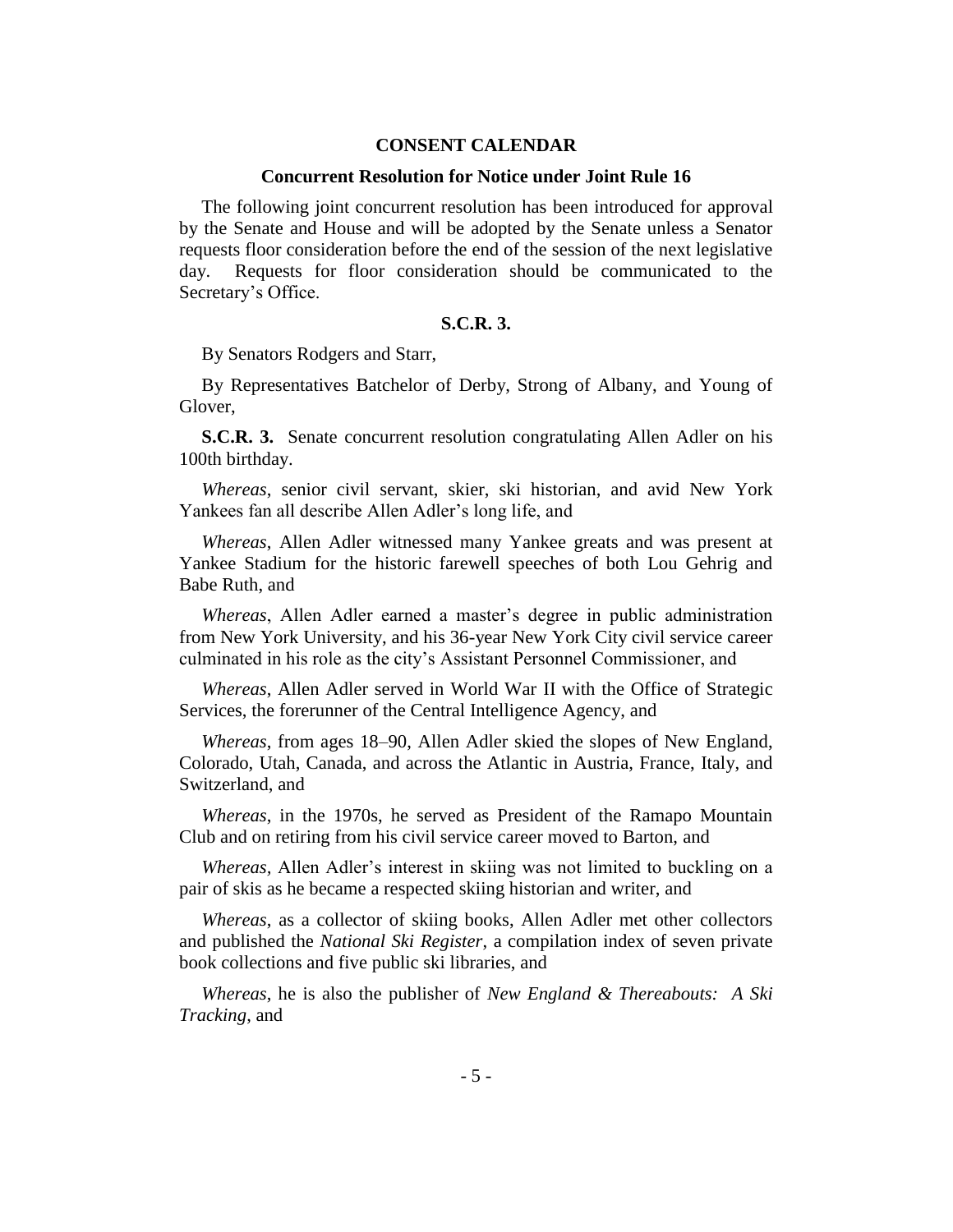## CONSENT CALENDAR

### Concurrent Resolution for Notice under Joint Rule 16

The following joint concurrent resolution has been introduced for approval by the Senate and House and will be adopted by the Senate unless a Senator requests floor consideration before the end of the session of the next legislative day. Requests for floor consideration should be communicated to the Secretary's Office.

### S.C.R. 3.

By Senators Rodgers and Starr,

By Representatives Batchelor of Derby, Strong of Albany, and Young of Glover,

**S.C.R. 3.** Senate concurrent resolution congratulating Allen Adler on his 100th birthday.

*Whereas*, senior civil servant, skier, ski historian, and avid New York Yankees fan all describe Allen Adler's long life, and

*Whereas*, Allen Adler witnessed many Yankee greats and was present at Yankee Stadium for the historic farewell speeches of both Lou Gehrig and Babe Ruth, and

*Whereas*, Allen Adler earned a master's degree in public administration from New York University, and his 36-year New York City civil service career culminated in his role as the city's Assistant Personnel Commissioner, and

*Whereas*, Allen Adler served in World War II with the Office of Strategic Services, the forerunner of the Central Intelligence Agency, and

*Whereas*, from ages 18–90, Allen Adler skied the slopes of New England, Colorado, Utah, Canada, and across the Atlantic in Austria, France, Italy, and Switzerland, and

*Whereas*, in the 1970s, he served as President of the Ramapo Mountain Club and on retiring from his civil service career moved to Barton, and

*Whereas*, Allen Adler's interest in skiing was not limited to buckling on a pair of skis as he became a respected skiing historian and writer, and

*Whereas*, as a collector of skiing books, Allen Adler met other collectors and published the *National Ski Register*, a compilation index of seven private book collections and five public ski libraries, and

*Whereas*, he is also the publisher of *New England & Thereabouts: A Ski Tracking*, and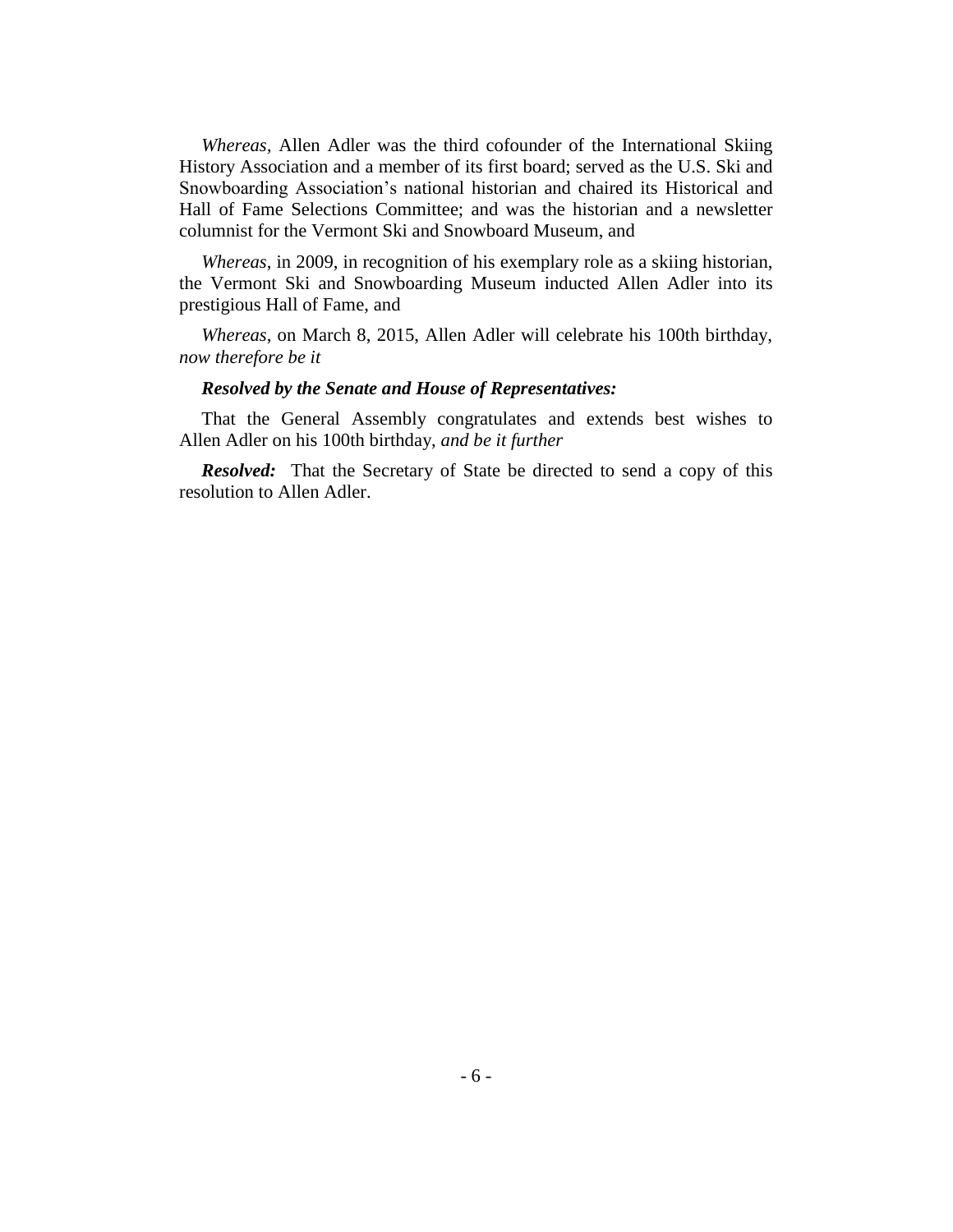*Whereas,* Allen Adler was the third cofounder of the International Skiing History Association and a member of its first board; served as the U.S. Ski and Snowboarding Association's national historian and chaired its Historical and Hall of Fame Selections Committee; and was the historian and a newsletter columnist for the Vermont Ski and Snowboard Museum, and

*Whereas*, in 2009, in recognition of his exemplary role as a skiing historian, the Vermont Ski and Snowboarding Museum inducted Allen Adler into its prestigious Hall of Fame, and

*Whereas*, on March 8, 2015, Allen Adler will celebrate his 100th birthday, *now therefore be it*

***Resolved by the Senate and House of Representatives:***

That the General Assembly congratulates and extends best wishes to Allen Adler on his 100th birthday, *and be it further*

***Resolved:*** That the Secretary of State be directed to send a copy of this resolution to Allen Adler.